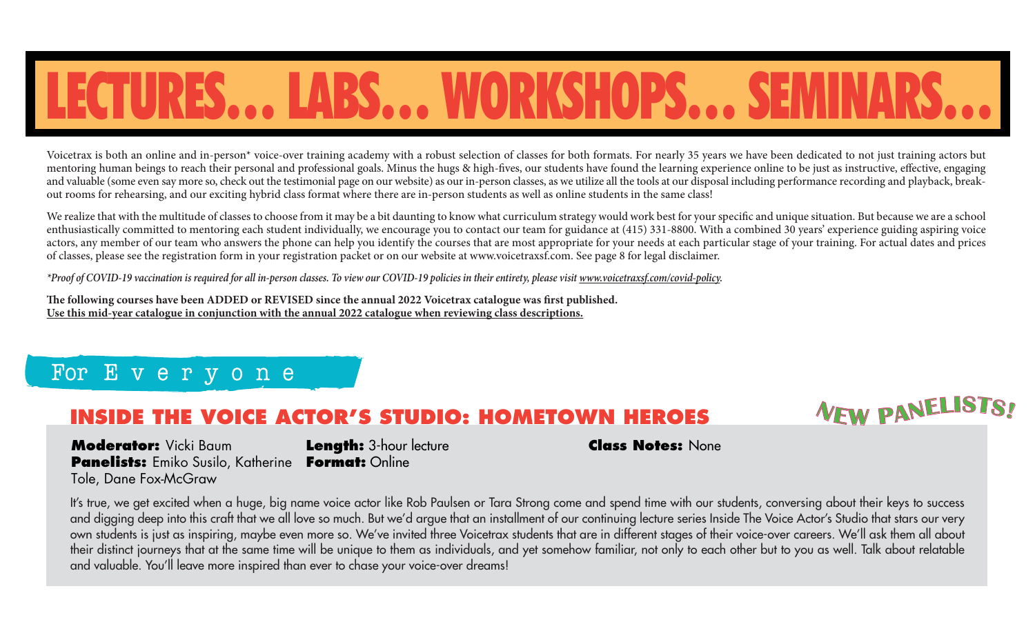# LECTURES... LABS... WORKSHOPS... SEMINARS...

Voicetrax is both an online and in-person* voice-over training academy with a robust selection of classes for both formats. For nearly 35 years we have been dedicated to not just training actors but mentoring human beings to reach their personal and professional goals. Minus the hugs & high-fives, our students have found the learning experience online to be just as instructive, effective, engaging and valuable (some even say more so, check out the testimonial page on our website) as our in-person classes, as we utilize all the tools at our disposal including performance recording and playback, break-out rooms for rehearsing, and our exciting hybrid class format where there are in-person students as well as online students in the same class!

We realize that with the multitude of classes to choose from it may be a bit daunting to know what curriculum strategy would work best for your specific and unique situation. But because we are a school enthusiastically committed to mentoring each student individually, we encourage you to contact our team for guidance at (415) 331-8800. With a combined 30 years' experience guiding aspiring voice actors, any member of our team who answers the phone can help you identify the courses that are most appropriate for your needs at each particular stage of your training. For actual dates and prices of classes, please see the registration form in your registration packet or on our website at www.voicetraxsf.com. See page 8 for legal disclaimer.

*\*Proof of COVID-19 vaccination is required for all in-person classes. To view our COVID-19 policies in their entirety, please visit www.voicetraxsf.com/covid-policy.*

**The following courses have been ADDED or REVISED since the annual 2022 Voicetrax catalogue was first published.**
**Use this mid-year catalogue in conjunction with the annual 2022 catalogue when reviewing class descriptions.**

## For Everyone

### INSIDE THE VOICE ACTOR'S STUDIO: HOMETOWN HEROES

NEW PANELISTS!

**Moderator:** Vicki Baum
**Panelists:** Emiko Susilo, Katherine Tole, Dane Fox-McGraw
**Length:** 3-hour lecture
**Format:** Online
**Class Notes:** None

It's true, we get excited when a huge, big name voice actor like Rob Paulsen or Tara Strong come and spend time with our students, conversing about their keys to success and digging deep into this craft that we all love so much. But we'd argue that an installment of our continuing lecture series Inside The Voice Actor's Studio that stars our very own students is just as inspiring, maybe even more so. We've invited three Voicetrax students that are in different stages of their voice-over careers. We'll ask them all about their distinct journeys that at the same time will be unique to them as individuals, and yet somehow familiar, not only to each other but to you as well. Talk about relatable and valuable. You'll leave more inspired than ever to chase your voice-over dreams!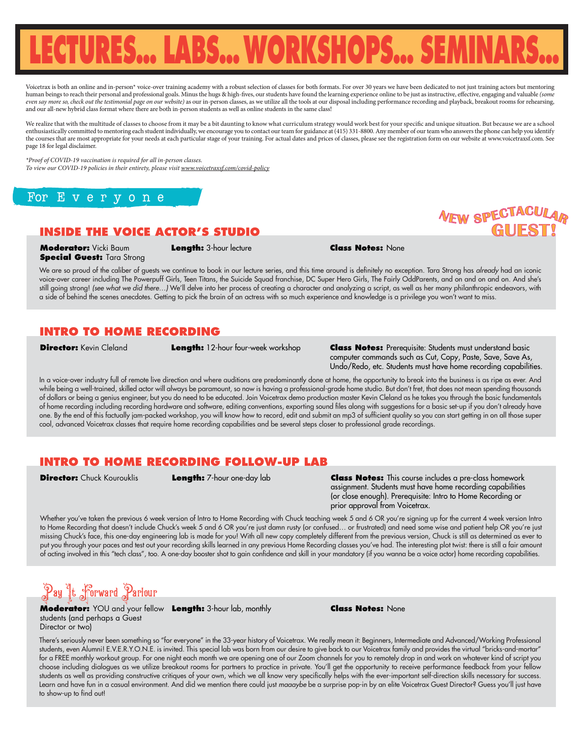# LECTURES... LABS... WORKSHOPS... SEMINARS...

Voicetrax is both an online and in-person* voice-over training academy with a robust selection of classes for both formats. For over 30 years we have been dedicated to not just training actors but mentoring human beings to reach their personal and professional goals. Minus the hugs & high-fives, our students have found the learning experience online to be just as instructive, effective, engaging and valuable *(some even say more so, check out the testimonial page on our website)* as our in-person classes, as we utilize all the tools at our disposal including performance recording and playback, breakout rooms for rehearsing, and our all-new hybrid class format where there are both in-person students as well as online students in the same class!

We realize that with the multitude of classes to choose from it may be a bit daunting to know what curriculum strategy would work best for your specific and unique situation. But because we are a school enthusiastically committed to mentoring each student individually, we encourage you to contact our team for guidance at (415) 331-8800. Any member of our team who answers the phone can help you identify the courses that are most appropriate for your needs at each particular stage of your training. For actual dates and prices of classes, please see the registration form on our website at www.voicetraxsf.com. See page 18 for legal disclaimer.

*\*Proof of COVID-19 vaccination is required for all in-person classes.*
*To view our COVID-19 policies in their entirety, please visit www.voicetraxsf.com/covid-policy*

## For Everyone

NEW SPECTACULAR GUEST!

### INSIDE THE VOICE ACTOR'S STUDIO

**Moderator:** Vicki Baum
**Special Guest:** Tara Strong
**Length:** 3-hour lecture
**Class Notes:** None

We are so proud of the caliber of guests we continue to book in our lecture series, and this time around is definitely no exception. Tara Strong has *already* had an iconic voice-over career including The Powerpuff Girls, Teen Titans, the Suicide Squad franchise, DC Super Hero Girls, The Fairly OddParents, and on and on and on and on. And she's still going strong! *(see what we did there…)* We'll delve into her process of creating a character and analyzing a script, as well as her many philanthropic endeavors, with a side of behind the scenes anecdotes. Getting to pick the brain of an actress with so much experience and knowledge is a privilege you won't want to miss.

### INTRO TO HOME RECORDING

**Director:** Kevin Cleland
**Length:** 12-hour four-week workshop
**Class Notes:** Prerequisite: Students must understand basic computer commands such as Cut, Copy, Paste, Save, Save As, Undo/Redo, etc. Students must have home recording capabilities.

In a voice-over industry full of remote live direction and where auditions are predominantly done at home, the opportunity to break into the business is as ripe as ever. And while being a well-trained, skilled actor will always be paramount, so now is having a professional-grade home studio. But don't fret, that does not mean spending thousands of dollars or being a genius engineer, but you do need to be educated. Join Voicetrax demo production master Kevin Cleland as he takes you through the basic fundamentals of home recording including recording hardware and software, editing conventions, exporting sound files along with suggestions for a basic set-up if you don't already have one. By the end of this factually jam-packed workshop, you will know how to record, edit and submit an mp3 of sufficient quality so you can start getting in on all those super cool, advanced Voicetrax classes that require home recording capabilities and be several steps closer to professional grade recordings.

### INTRO TO HOME RECORDING FOLLOW-UP LAB

**Director:** Chuck Kourouklis
**Length:** 7-hour one-day lab
**Class Notes:** This course includes a pre-class homework assignment. Students must have home recording capabilities (or close enough). Prerequisite: Intro to Home Recording or prior approval from Voicetrax.

Whether you've taken the previous 6 week version of Intro to Home Recording with Chuck teaching week 5 and 6 OR you're signing up for the current 4 week version Intro to Home Recording that doesn't include Chuck's week 5 and 6 OR you're just damn rusty (or confused… or frustrated) and need some wise and patient help OR you're just missing Chuck's face, this one-day engineering lab is made for you! With all new copy completely different from the previous version, Chuck is still as determined as ever to put you through your paces and test out your recording skills learned in any previous Home Recording classes you've had. The interesting plot twist: there is still a fair amount of acting involved in this "tech class", too. A one-day booster shot to gain confidence and skill in your mandatory (if you wanna be a voice actor) home recording capabilities.

### Pay It Forward Parlour

**Moderator:** YOU and your fellow students (and perhaps a Guest Director or two)
**Length:** 3-hour lab, monthly
**Class Notes:** None

There's seriously never been something so "for everyone" in the 33-year history of Voicetrax. We really mean it: Beginners, Intermediate and Advanced/Working Professional students, even Alumni! E.V.E.R.Y.O.N.E. is invited. This special lab was born from our desire to give back to our Voicetrax family and provides the virtual "bricks-and-mortar" for a FREE monthly workout group. For one night each month we are opening one of our Zoom channels for you to remotely drop in and work on whatever kind of script you choose including dialogues as we utilize breakout rooms for partners to practice in private. You'll get the opportunity to receive performance feedback from your fellow students as well as providing constructive critiques of your own, which we all know very specifically helps with the ever-important self-direction skills necessary for success. Learn and have fun in a casual environment. And did we mention there could just *maaaybe* be a surprise pop-in by an elite Voicetrax Guest Director? Guess you'll just have to show-up to find out!